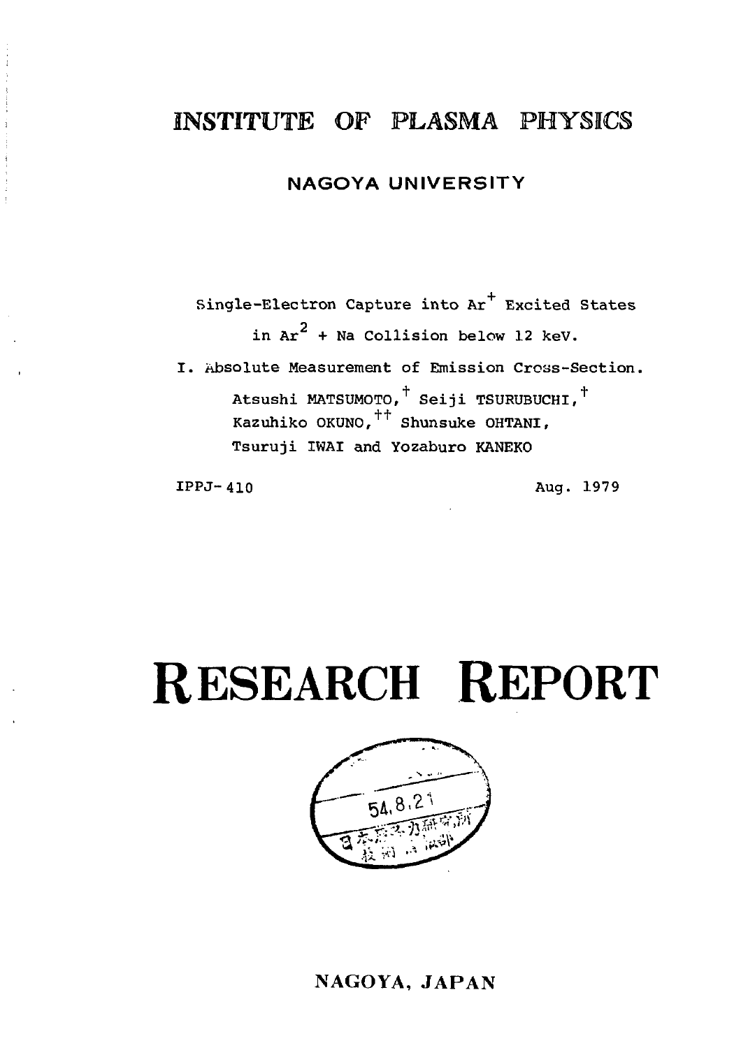# INSTITUTE OF PLASMA PHYSICS

## NAGOYA UNIVERSITY

Single-Electron Capture into $Ar^+$ Excited States in $Ar^2$ + Na Collision below 12 keV.

I. Absolute Measurement of Emission Cross-Section.

Atsushi MATSUMOTO,[†] Seiji TSURUBUCHI,[†] Kazuhiko OKUNO,[††] Shunsuke OHTANI, Tsuruji IWAI and Yozaburo KANEKO

IPPJ-410 Aug. 1979

# RESEARCH REPORT

54.8.21

NAGOYA, JAPAN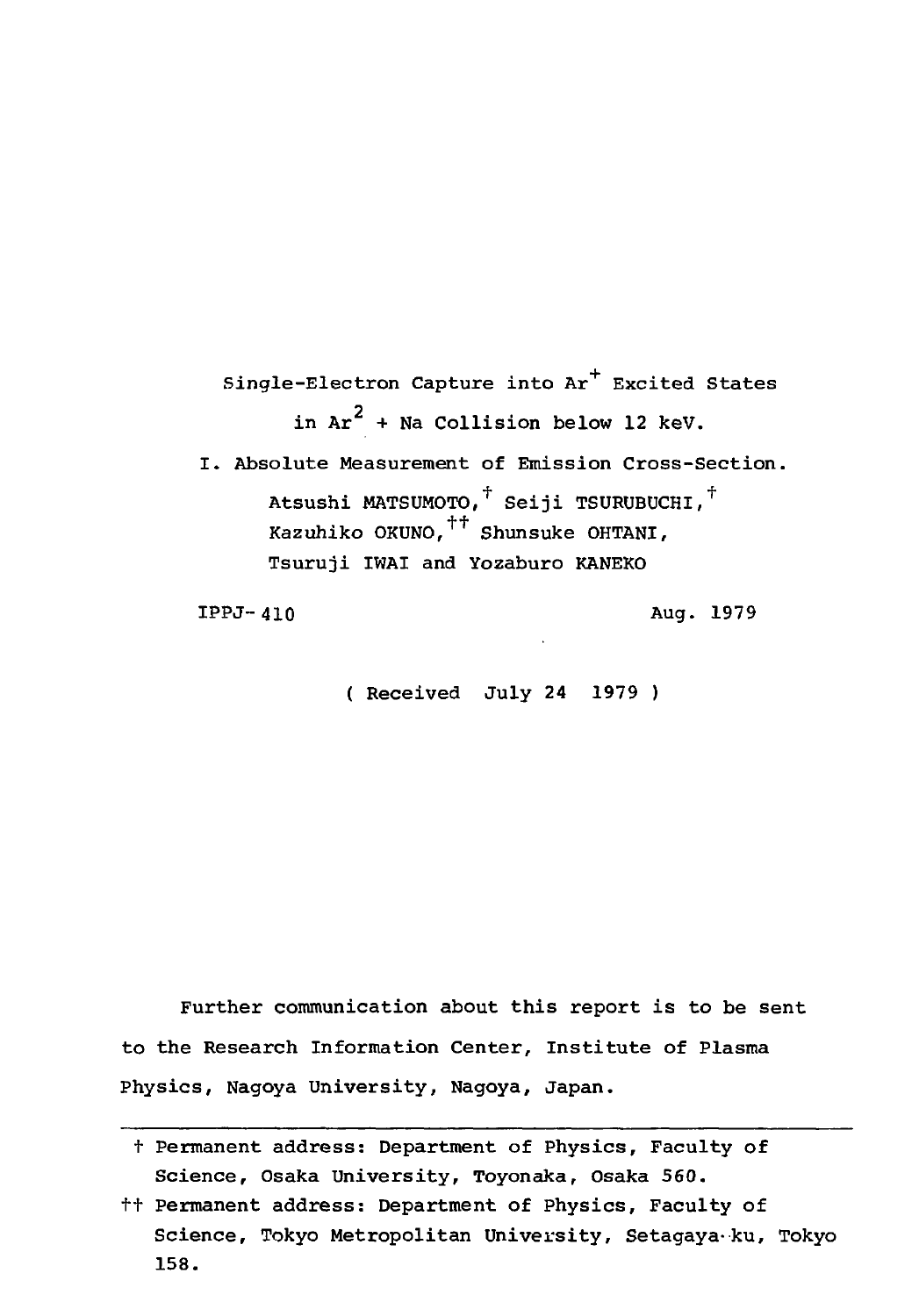# Single-Electron Capture into $Ar^+$ Excited States in $Ar^2$ + Na Collision below 12 keV.

## I. Absolute Measurement of Emission Cross-Section.

Atsushi MATSUMOTO,[†] Seiji TSURUBUCHI,[†]
Kazuhiko OKUNO,[††] Shunsuke OHTANI,
Tsuruji IWAI and Yozaburo KANEKO

IPPJ-410 Aug. 1979

( Received July 24 1979 )

Further communication about this report is to be sent to the Research Information Center, Institute of Plasma Physics, Nagoya University, Nagoya, Japan.

---

† Permanent address: Department of Physics, Faculty of Science, Osaka University, Toyonaka, Osaka 560.

†† Permanent address: Department of Physics, Faculty of Science, Tokyo Metropolitan University, Setagaya-ku, Tokyo 158.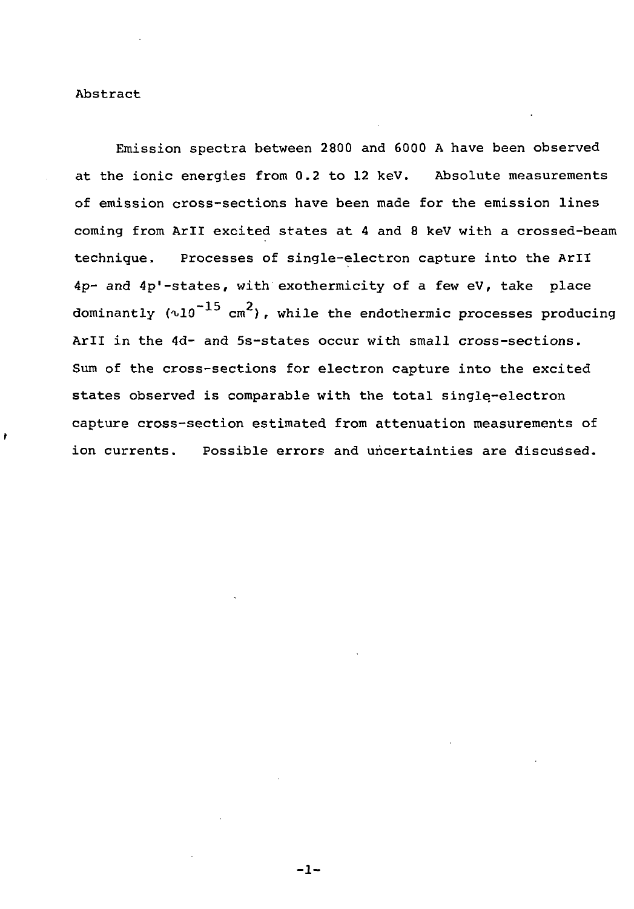## Abstract

Emission spectra between 2800 and 6000 A have been observed at the ionic energies from 0.2 to 12 keV. Absolute measurements of emission cross-sections have been made for the emission lines coming from ArII excited states at 4 and 8 keV with a crossed-beam technique. Processes of single-electron capture into the ArII 4p- and 4p'-states, with exothermicity of a few eV, take place dominantly ($\sim 10^{-15}$ cm$^2$), while the endothermic processes producing ArII in the 4d- and 5s-states occur with small cross-sections. Sum of the cross-sections for electron capture into the excited states observed is comparable with the total single-electron capture cross-section estimated from attenuation measurements of ion currents. Possible errors and uncertainties are discussed.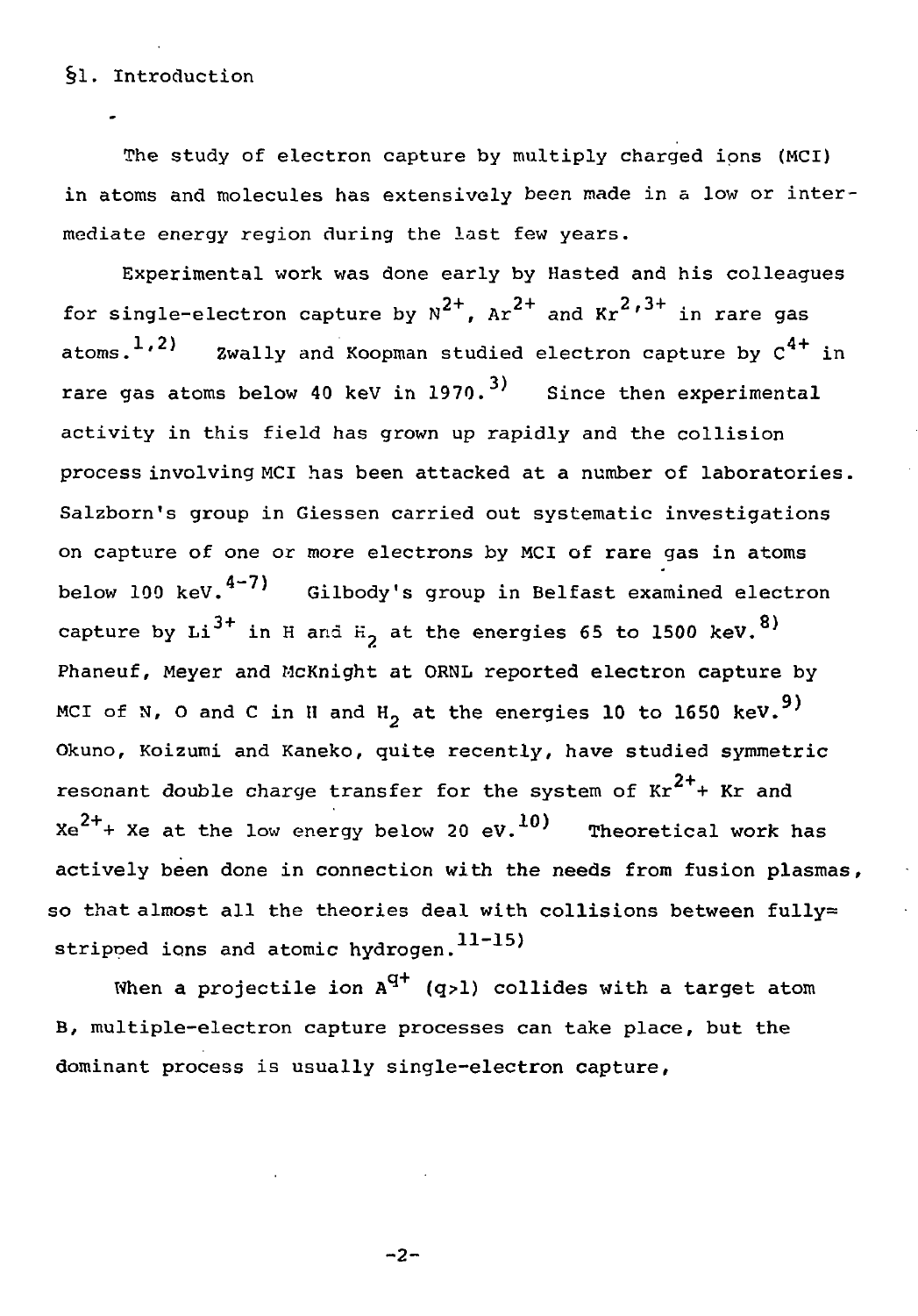## §1. Introduction

The study of electron capture by multiply charged ions (MCI) in atoms and molecules has extensively been made in a low or intermediate energy region during the last few years.

Experimental work was done early by Hasted and his colleagues for single-electron capture by $N^{2+}$, $Ar^{2+}$ and $Kr^{2,3+}$ in rare gas atoms.[1,2] Zwally and Koopman studied electron capture by $C^{4+}$ in rare gas atoms below 40 keV in 1970.[3] Since then experimental activity in this field has grown up rapidly and the collision process involving MCI has been attacked at a number of laboratories. Salzborn's group in Giessen carried out systematic investigations on capture of one or more electrons by MCI of rare gas in atoms below 100 keV.[4-7] Gilbody's group in Belfast examined electron capture by $Li^{3+}$ in H and $H_2$ at the energies 65 to 1500 keV.[8] Phaneuf, Meyer and McKnight at ORNL reported electron capture by MCI of N, O and C in H and $H_2$ at the energies 10 to 1650 keV.[9] Okuno, Koizumi and Kaneko, quite recently, have studied symmetric resonant double charge transfer for the system of $Kr^{2+}$+ Kr and $Xe^{2+}$+ Xe at the low energy below 20 eV.[10] Theoretical work has actively been done in connection with the needs from fusion plasmas, so that almost all the theories deal with collisions between fully-stripped ions and atomic hydrogen.[11-15]

When a projectile ion $A^{q+}$ ($q>1$) collides with a target atom B, multiple-electron capture processes can take place, but the dominant process is usually single-electron capture,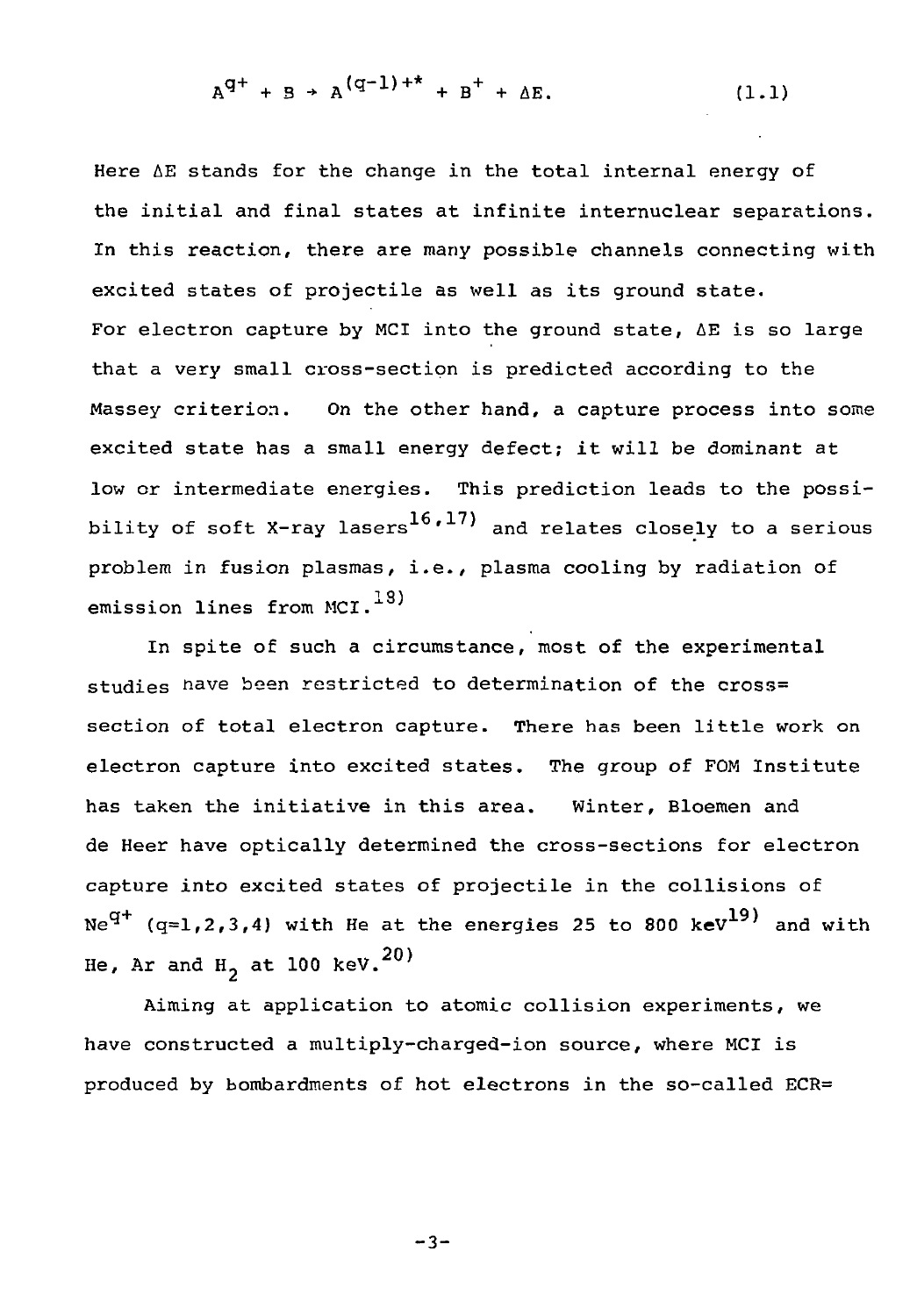$$A^{q+} + B \rightarrow A^{(q-1)+*} + B^{+} + \Delta E. \tag{1.1}$$

Here $\Delta E$ stands for the change in the total internal energy of the initial and final states at infinite internuclear separations. In this reaction, there are many possible channels connecting with excited states of projectile as well as its ground state. For electron capture by MCI into the ground state, $\Delta E$ is so large that a very small cross-section is predicted according to the Massey criterion. On the other hand, a capture process into some excited state has a small energy defect; it will be dominant at low or intermediate energies. This prediction leads to the possibility of soft X-ray lasers[16,17] and relates closely to a serious problem in fusion plasmas, i.e., plasma cooling by radiation of emission lines from MCI.[18]

In spite of such a circumstance, most of the experimental studies have been restricted to determination of the cross-section of total electron capture. There has been little work on electron capture into excited states. The group of FOM Institute has taken the initiative in this area. Winter, Bloemen and de Heer have optically determined the cross-sections for electron capture into excited states of projectile in the collisions of $Ne^{q+}$ (q=1,2,3,4) with He at the energies 25 to 800 keV[19] and with He, Ar and $H_2$ at 100 keV.[20]

Aiming at application to atomic collision experiments, we have constructed a multiply-charged-ion source, where MCI is produced by bombardments of hot electrons in the so-called ECR-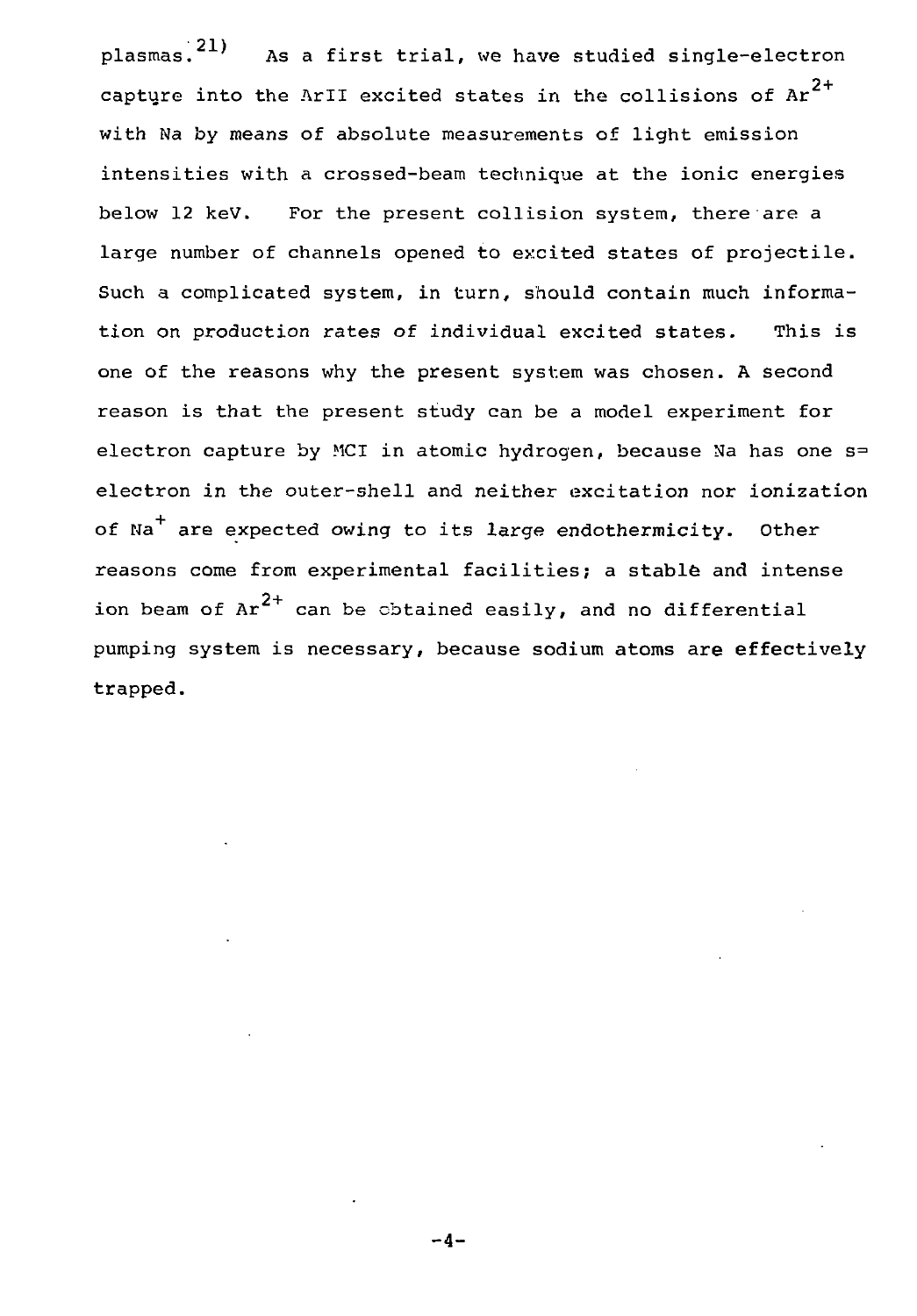plasmas.[21] As a first trial, we have studied single-electron capture into the ArII excited states in the collisions of $Ar^{2+}$ with Na by means of absolute measurements of light emission intensities with a crossed-beam technique at the ionic energies below 12 keV. For the present collision system, there are a large number of channels opened to excited states of projectile. Such a complicated system, in turn, should contain much information on production rates of individual excited states. This is one of the reasons why the present system was chosen. A second reason is that the present study can be a model experiment for electron capture by MCI in atomic hydrogen, because Na has one s-electron in the outer-shell and neither excitation nor ionization of $Na^{+}$ are expected owing to its large endothermicity. Other reasons come from experimental facilities; a stable and intense ion beam of $Ar^{2+}$ can be obtained easily, and no differential pumping system is necessary, because sodium atoms are effectively trapped.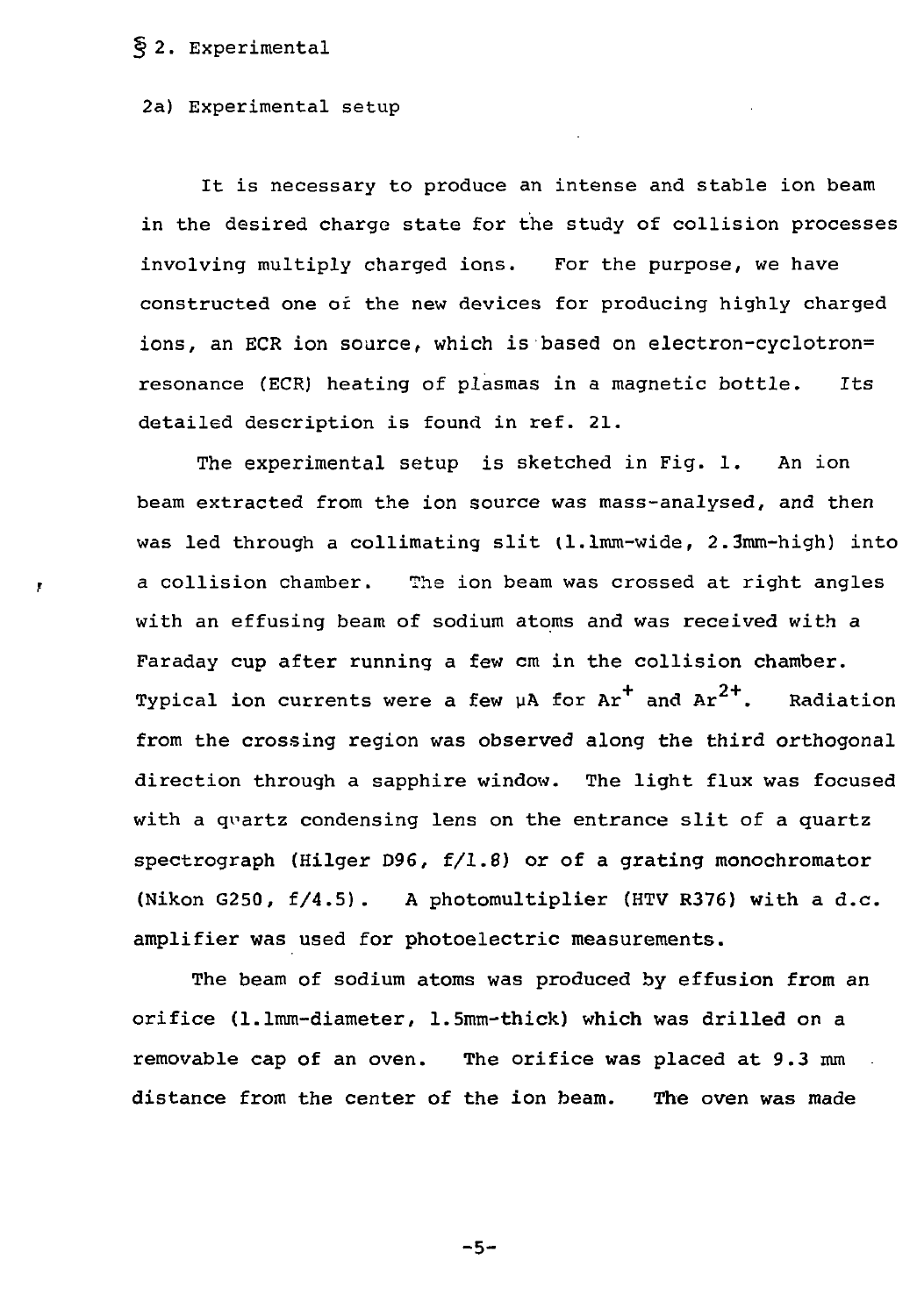## § 2. Experimental

### 2a) Experimental setup

It is necessary to produce an intense and stable ion beam in the desired charge state for the study of collision processes involving multiply charged ions. For the purpose, we have constructed one of the new devices for producing highly charged ions, an ECR ion source, which is based on electron-cyclotron= resonance (ECR) heating of plasmas in a magnetic bottle. Its detailed description is found in ref. 21.

The experimental setup is sketched in Fig. 1. An ion beam extracted from the ion source was mass-analysed, and then was led through a collimating slit (1.1mm-wide, 2.3mm-high) into a collision chamber. The ion beam was crossed at right angles with an effusing beam of sodium atoms and was received with a Faraday cup after running a few cm in the collision chamber. Typical ion currents were a few μA for $Ar^{+}$ and $Ar^{2+}$. Radiation from the crossing region was observed along the third orthogonal direction through a sapphire window. The light flux was focused with a quartz condensing lens on the entrance slit of a quartz spectrograph (Hilger D96, f/1.8) or of a grating monochromator (Nikon G250, f/4.5). A photomultiplier (HTV R376) with a d.c. amplifier was used for photoelectric measurements.

The beam of sodium atoms was produced by effusion from an orifice (1.1mm-diameter, 1.5mm-thick) which was drilled on a removable cap of an oven. The orifice was placed at 9.3 mm distance from the center of the ion beam. The oven was made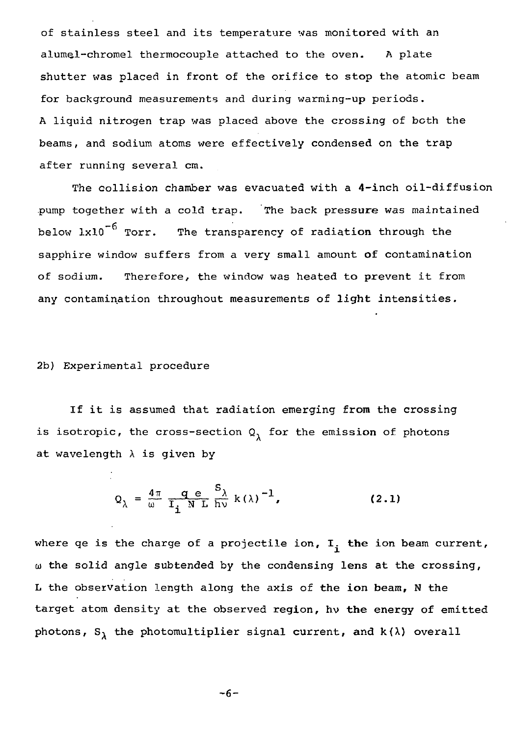of stainless steel and its temperature was monitored with an alumel-chromel thermocouple attached to the oven. A plate shutter was placed in front of the orifice to stop the atomic beam for background measurements and during warming-up periods. A liquid nitrogen trap was placed above the crossing of both the beams, and sodium atoms were effectively condensed on the trap after running several cm.

The collision chamber was evacuated with a 4-inch oil-diffusion pump together with a cold trap. The back pressure was maintained below $1 \times 10^{-6}$ Torr. The transparency of radiation through the sapphire window suffers from a very small amount of contamination of sodium. Therefore, the window was heated to prevent it from any contamination throughout measurements of light intensities.

## 2b) Experimental procedure

If it is assumed that radiation emerging from the crossing is isotropic, the cross-section $Q_\lambda$ for the emission of photons at wavelength $\lambda$ is given by

$$Q_\lambda = \frac{4\pi}{\omega} \frac{q\,e}{I_i\,N\,L} \frac{S_\lambda}{h\nu} k(\lambda)^{-1}, \qquad (2.1)$$

where qe is the charge of a projectile ion, $I_i$ the ion beam current, $\omega$ the solid angle subtended by the condensing lens at the crossing, L the observation length along the axis of the ion beam, N the target atom density at the observed region, $h\nu$ the energy of emitted photons, $S_\lambda$ the photomultiplier signal current, and $k(\lambda)$ overall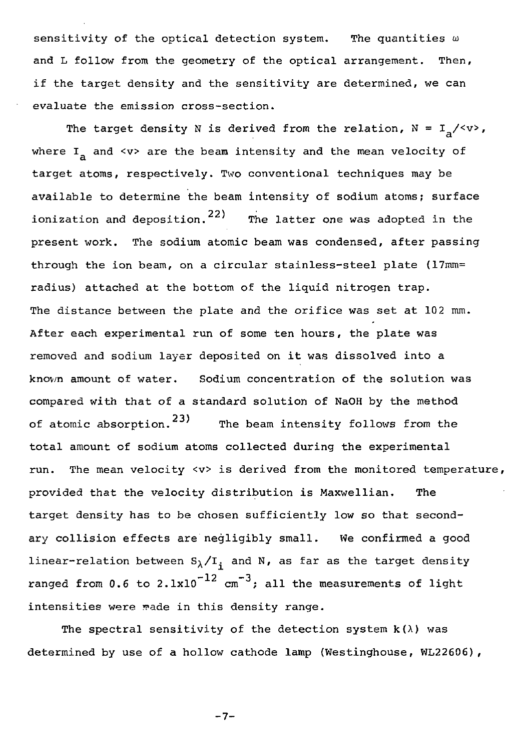sensitivity of the optical detection system. The quantities $\omega$ and L follow from the geometry of the optical arrangement. Then, if the target density and the sensitivity are determined, we can evaluate the emission cross-section.

The target density N is derived from the relation, $N = I_a/\langle v \rangle$, where $I_a$ and $\langle v \rangle$ are the beam intensity and the mean velocity of target atoms, respectively. Two conventional techniques may be available to determine the beam intensity of sodium atoms; surface ionization and deposition.[22] The latter one was adopted in the present work. The sodium atomic beam was condensed, after passing through the ion beam, on a circular stainless-steel plate (17mm= radius) attached at the bottom of the liquid nitrogen trap. The distance between the plate and the orifice was set at 102 mm. After each experimental run of some ten hours, the plate was removed and sodium layer deposited on it was dissolved into a known amount of water. Sodium concentration of the solution was compared with that of a standard solution of NaOH by the method of atomic absorption.[23] The beam intensity follows from the total amount of sodium atoms collected during the experimental run. The mean velocity $\langle v \rangle$ is derived from the monitored temperature, provided that the velocity distribution is Maxwellian. The target density has to be chosen sufficiently low so that secondary collision effects are negligibly small. We confirmed a good linear-relation between $S_\lambda/I_i$ and N, as far as the target density ranged from 0.6 to $2.1 \times 10^{-12}$ $cm^{-3}$; all the measurements of light intensities were made in this density range.

The spectral sensitivity of the detection system $k(\lambda)$ was determined by use of a hollow cathode lamp (Westinghouse, WL22606),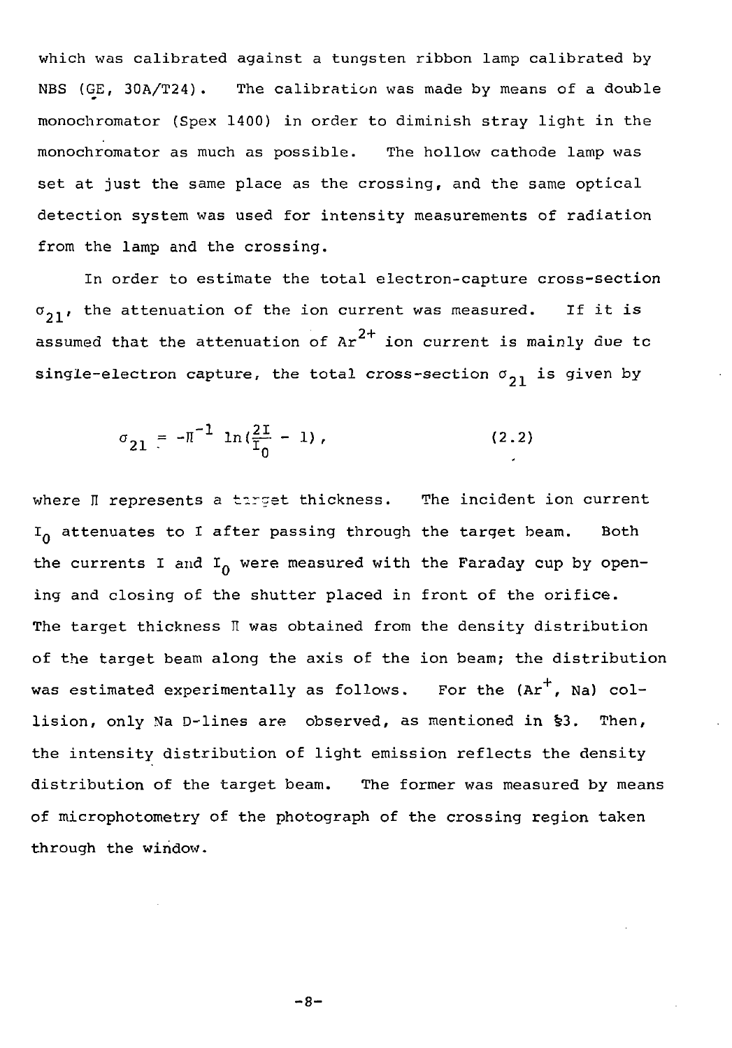which was calibrated against a tungsten ribbon lamp calibrated by NBS (GE, 30A/T24). The calibration was made by means of a double monochromator (Spex 1400) in order to diminish stray light in the monochromator as much as possible. The hollow cathode lamp was set at just the same place as the crossing, and the same optical detection system was used for intensity measurements of radiation from the lamp and the crossing.

In order to estimate the total electron-capture cross-section $\sigma_{21}$, the attenuation of the ion current was measured. If it is assumed that the attenuation of $Ar^{2+}$ ion current is mainly due to single-electron capture, the total cross-section $\sigma_{21}$ is given by

$$\sigma_{21} = -\Pi^{-1} \ln\left(\frac{2I}{I_0} - 1\right), \tag{2.2}$$

where $\Pi$ represents a target thickness. The incident ion current $I_0$ attenuates to $I$ after passing through the target beam. Both the currents $I$ and $I_0$ were measured with the Faraday cup by opening and closing of the shutter placed in front of the orifice. The target thickness $\Pi$ was obtained from the density distribution of the target beam along the axis of the ion beam; the distribution was estimated experimentally as follows. For the ($Ar^{+}$, Na) collision, only Na D-lines are observed, as mentioned in §3. Then, the intensity distribution of light emission reflects the density distribution of the target beam. The former was measured by means of microphotometry of the photograph of the crossing region taken through the window.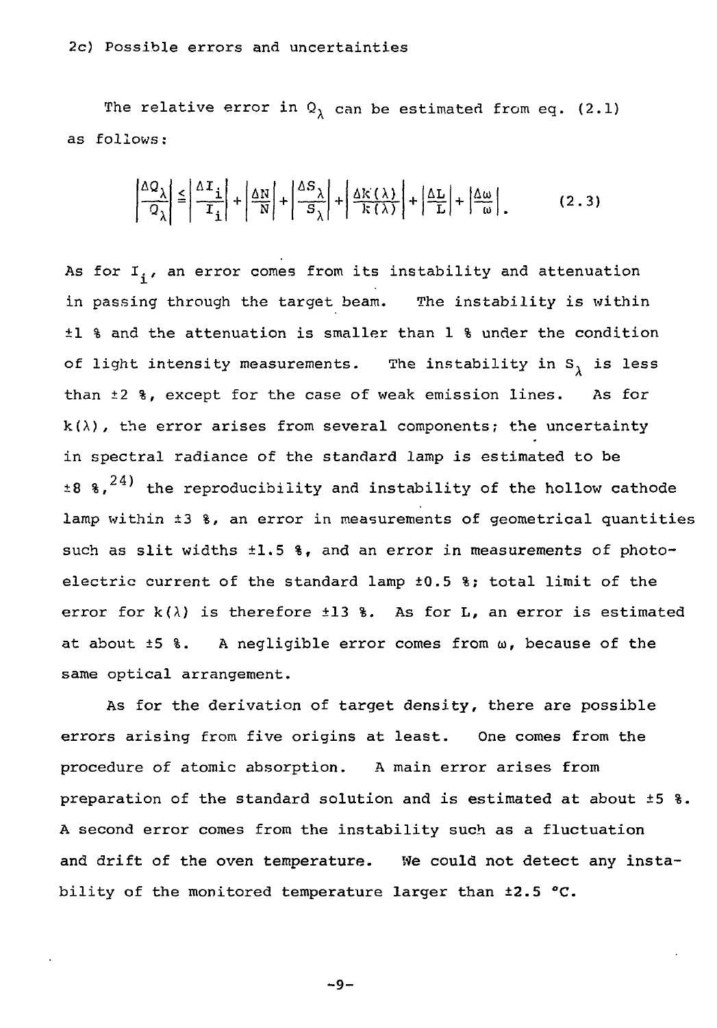2c) Possible errors and uncertainties

The relative error in $Q_\lambda$ can be estimated from eq. (2.1) as follows:

$$\left|\frac{\Delta Q_\lambda}{Q_\lambda}\right| \leq \left|\frac{\Delta I_i}{I_i}\right| + \left|\frac{\Delta N}{N}\right| + \left|\frac{\Delta S_\lambda}{S_\lambda}\right| + \left|\frac{\Delta k(\lambda)}{k(\lambda)}\right| + \left|\frac{\Delta L}{L}\right| + \left|\frac{\Delta \omega}{\omega}\right|. \qquad (2.3)$$

As for $I_i$, an error comes from its instability and attenuation in passing through the target beam. The instability is within ±1 % and the attenuation is smaller than 1 % under the condition of light intensity measurements. The instability in $S_\lambda$ is less than ±2 %, except for the case of weak emission lines. As for $k(\lambda)$, the error arises from several components; the uncertainty in spectral radiance of the standard lamp is estimated to be ±8 %,[24] the reproducibility and instability of the hollow cathode lamp within ±3 %, an error in measurements of geometrical quantities such as slit widths ±1.5 %, and an error in measurements of photoelectric current of the standard lamp ±0.5 %; total limit of the error for $k(\lambda)$ is therefore ±13 %. As for L, an error is estimated at about ±5 %. A negligible error comes from $\omega$, because of the same optical arrangement.

As for the derivation of target density, there are possible errors arising from five origins at least. One comes from the procedure of atomic absorption. A main error arises from preparation of the standard solution and is estimated at about ±5 %. A second error comes from the instability such as a fluctuation and drift of the oven temperature. We could not detect any instability of the monitored temperature larger than ±2.5 °C.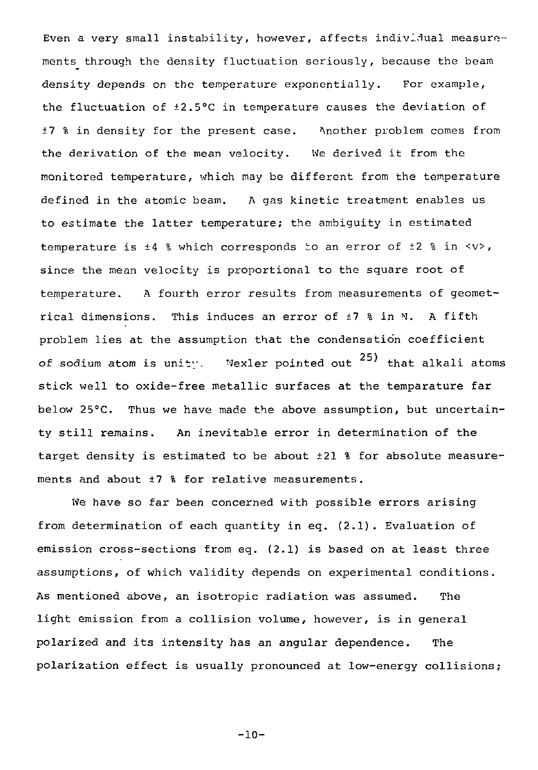Even a very small instability, however, affects individual measurements through the density fluctuation seriously, because the beam density depends on the temperature exponentially. For example, the fluctuation of ±2.5°C in temperature causes the deviation of ±7 % in density for the present case. Another problem comes from the derivation of the mean velocity. We derived it from the monitored temperature, which may be different from the temperature defined in the atomic beam. A gas kinetic treatment enables us to estimate the latter temperature; the ambiguity in estimated temperature is ±4 % which corresponds to an error of ±2 % in $\langle v \rangle$, since the mean velocity is proportional to the square root of temperature. A fourth error results from measurements of geometrical dimensions. This induces an error of ±7 % in N. A fifth problem lies at the assumption that the condensation coefficient of sodium atom is unity. Wexler pointed out [25] that alkali atoms stick well to oxide-free metallic surfaces at the temparature far below 25°C. Thus we have made the above assumption, but uncertainty still remains. An inevitable error in determination of the target density is estimated to be about ±21 % for absolute measurements and about ±7 % for relative measurements.

We have so far been concerned with possible errors arising from determination of each quantity in eq. (2.1). Evaluation of emission cross-sections from eq. (2.1) is based on at least three assumptions, of which validity depends on experimental conditions. As mentioned above, an isotropic radiation was assumed. The light emission from a collision volume, however, is in general polarized and its intensity has an angular dependence. The polarization effect is usually pronounced at low-energy collisions;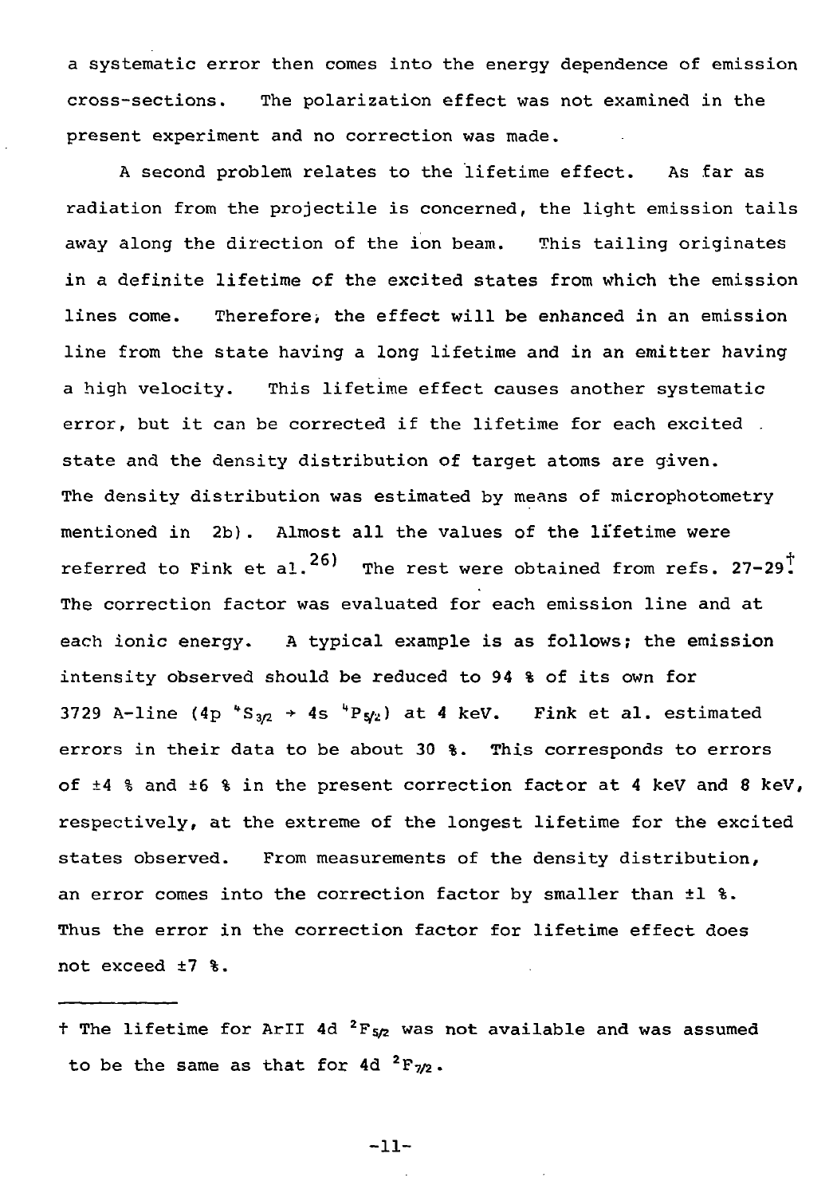a systematic error then comes into the energy dependence of emission cross-sections. The polarization effect was not examined in the present experiment and no correction was made.

A second problem relates to the lifetime effect. As far as radiation from the projectile is concerned, the light emission tails away along the direction of the ion beam. This tailing originates in a definite lifetime of the excited states from which the emission lines come. Therefore, the effect will be enhanced in an emission line from the state having a long lifetime and in an emitter having a high velocity. This lifetime effect causes another systematic error, but it can be corrected if the lifetime for each excited state and the density distribution of target atoms are given. The density distribution was estimated by means of microphotometry mentioned in 2b). Almost all the values of the lifetime were referred to Fink et al.[26] The rest were obtained from refs. 27-29.† The correction factor was evaluated for each emission line and at each ionic energy. A typical example is as follows; the emission intensity observed should be reduced to 94 % of its own for 3729 A-line (4p $^4S_{3/2}$ → 4s $^4P_{5/2}$) at 4 keV. Fink et al. estimated errors in their data to be about 30 %. This corresponds to errors of ±4 % and ±6 % in the present correction factor at 4 keV and 8 keV, respectively, at the extreme of the longest lifetime for the excited states observed. From measurements of the density distribution, an error comes into the correction factor by smaller than ±1 %. Thus the error in the correction factor for lifetime effect does not exceed ±7 %.

---

† The lifetime for ArII 4d $^2F_{5/2}$ was not available and was assumed to be the same as that for 4d $^2F_{7/2}$.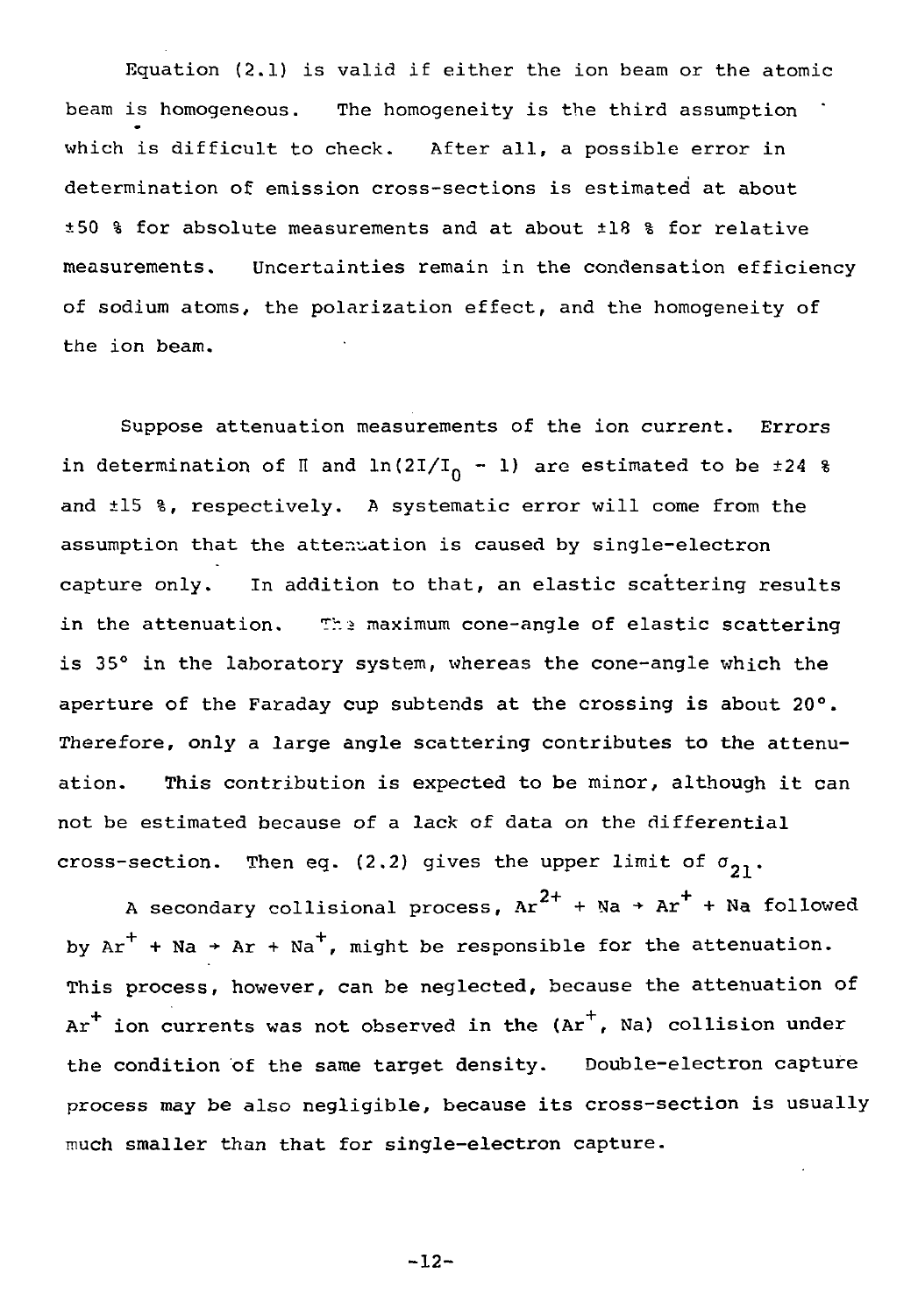Equation (2.1) is valid if either the ion beam or the atomic beam is homogeneous. The homogeneity is the third assumption which is difficult to check. After all, a possible error in determination of emission cross-sections is estimated at about ±50 % for absolute measurements and at about ±18 % for relative measurements. Uncertainties remain in the condensation efficiency of sodium atoms, the polarization effect, and the homogeneity of the ion beam.

Suppose attenuation measurements of the ion current. Errors in determination of $\Pi$ and $\ln(2I/I_0 - 1)$ are estimated to be ±24 % and ±15 %, respectively. A systematic error will come from the assumption that the attenuation is caused by single-electron capture only. In addition to that, an elastic scattering results in the attenuation. The maximum cone-angle of elastic scattering is 35° in the laboratory system, whereas the cone-angle which the aperture of the Faraday cup subtends at the crossing is about 20°. Therefore, only a large angle scattering contributes to the attenuation. This contribution is expected to be minor, although it can not be estimated because of a lack of data on the differential cross-section. Then eq. (2.2) gives the upper limit of $\sigma_{21}$.

A secondary collisional process, $Ar^{2+} + Na \rightarrow Ar^{+} + Na$ followed by $Ar^{+} + Na \rightarrow Ar + Na^{+}$, might be responsible for the attenuation. This process, however, can be neglected, because the attenuation of $Ar^{+}$ ion currents was not observed in the ($Ar^{+}$, Na) collision under the condition of the same target density. Double-electron capture process may be also negligible, because its cross-section is usually much smaller than that for single-electron capture.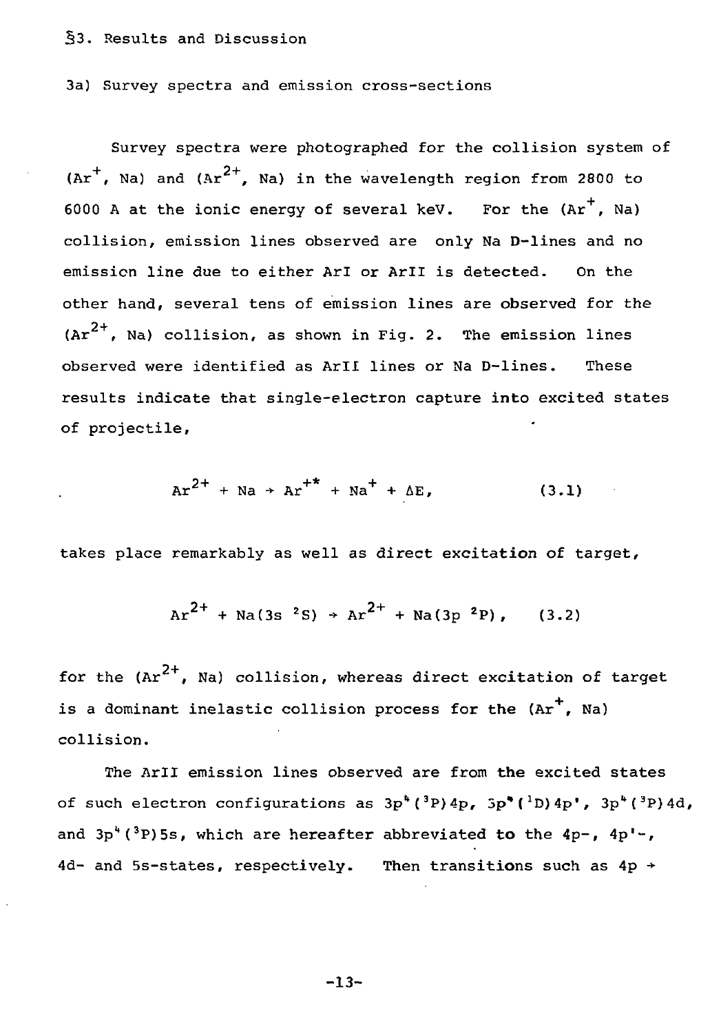## §3. Results and Discussion

### 3a) Survey spectra and emission cross-sections

Survey spectra were photographed for the collision system of ($Ar^+$, Na) and ($Ar^{2+}$, Na) in the wavelength region from 2800 to 6000 A at the ionic energy of several keV. For the ($Ar^+$, Na) collision, emission lines observed are only Na D-lines and no emission line due to either ArI or ArII is detected. On the other hand, several tens of emission lines are observed for the ($Ar^{2+}$, Na) collision, as shown in Fig. 2. The emission lines observed were identified as ArII lines or Na D-lines. These results indicate that single-electron capture into excited states of projectile,

$$Ar^{2+} + Na \rightarrow Ar^{+*} + Na^+ + \Delta E, \qquad (3.1)$$

takes place remarkably as well as direct excitation of target,

$$Ar^{2+} + Na(3s\ ^2S) \rightarrow Ar^{2+} + Na(3p\ ^2P), \qquad (3.2)$$

for the ($Ar^{2+}$, Na) collision, whereas direct excitation of target is a dominant inelastic collision process for the ($Ar^+$, Na) collision.

The ArII emission lines observed are from the excited states of such electron configurations as $3p^4(^3P)4p$, $3p^4(^1D)4p'$, $3p^4(^3P)4d$, and $3p^4(^3P)5s$, which are hereafter abbreviated to the 4p-, 4p'-, 4d- and 5s-states, respectively. Then transitions such as 4p $\rightarrow$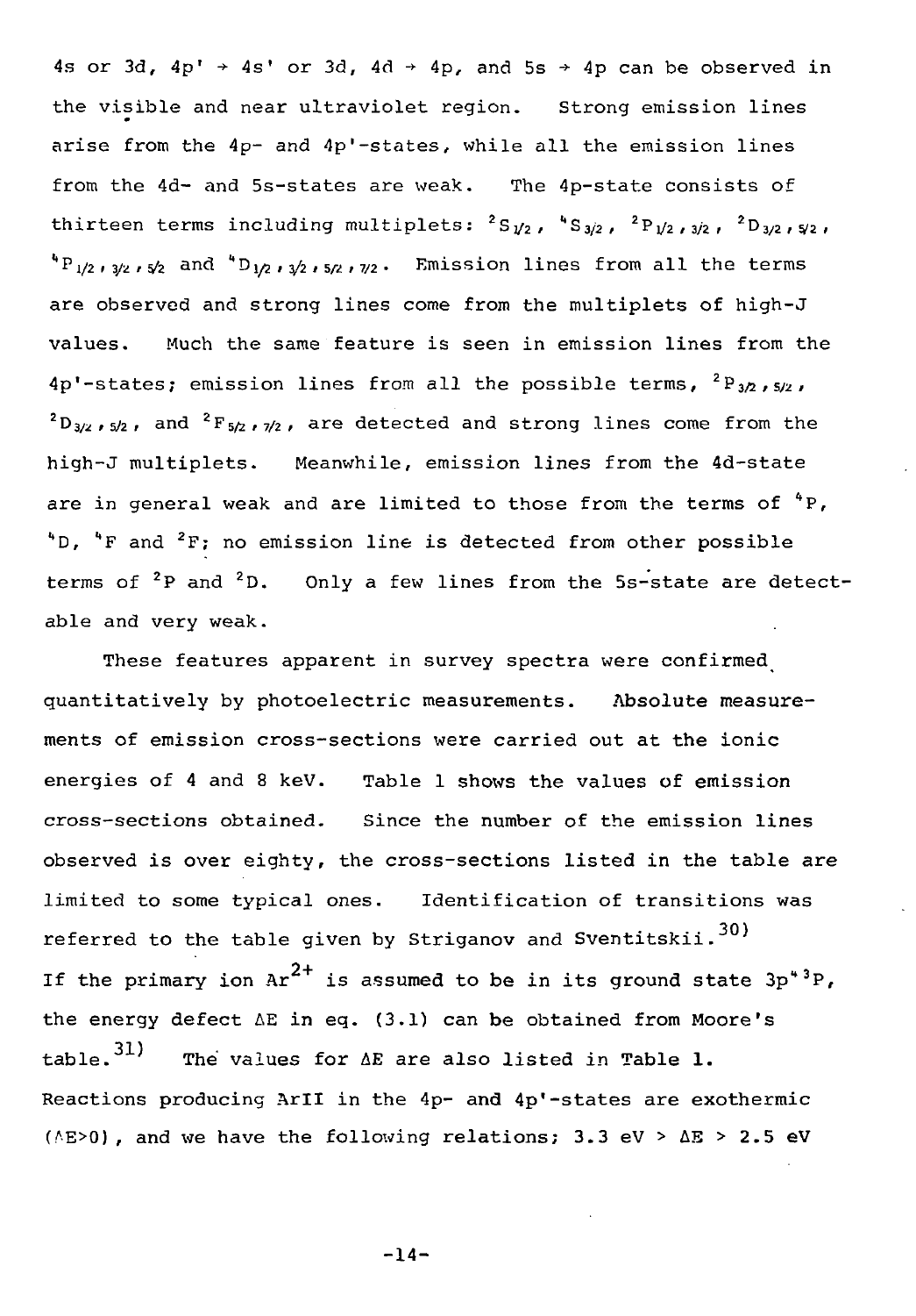4s or 3d, 4p' → 4s' or 3d, 4d → 4p, and 5s → 4p can be observed in the visible and near ultraviolet region. Strong emission lines arise from the 4p- and 4p'-states, while all the emission lines from the 4d- and 5s-states are weak. The 4p-state consists of thirteen terms including multiplets: ${}^2S_{1/2}$, ${}^4S_{3/2}$, ${}^2P_{1/2,3/2}$, ${}^2D_{3/2,5/2}$, ${}^4P_{1/2,3/2,5/2}$ and ${}^4D_{1/2,3/2,5/2,7/2}$. Emission lines from all the terms are observed and strong lines come from the multiplets of high-J values. Much the same feature is seen in emission lines from the 4p'-states; emission lines from all the possible terms, ${}^2P_{3/2,5/2}$, ${}^2D_{3/2,5/2}$, and ${}^2F_{5/2,7/2}$, are detected and strong lines come from the high-J multiplets. Meanwhile, emission lines from the 4d-state are in general weak and are limited to those from the terms of ${}^4P$, ${}^4D$, ${}^4F$ and ${}^2F$; no emission line is detected from other possible terms of ${}^2P$ and ${}^2D$. Only a few lines from the 5s-state are detectable and very weak.

These features apparent in survey spectra were confirmed quantitatively by photoelectric measurements. Absolute measurements of emission cross-sections were carried out at the ionic energies of 4 and 8 keV. Table 1 shows the values of emission cross-sections obtained. Since the number of the emission lines observed is over eighty, the cross-sections listed in the table are limited to some typical ones. Identification of transitions was referred to the table given by Striganov and Sventitskii.[30] If the primary ion $Ar^{2+}$ is assumed to be in its ground state $3p^4\,{}^3P$, the energy defect $\Delta E$ in eq. (3.1) can be obtained from Moore's table.[31] The values for $\Delta E$ are also listed in Table 1. Reactions producing ArII in the 4p- and 4p'-states are exothermic ($\Delta E > 0$), and we have the following relations; 3.3 eV > $\Delta E$ > 2.5 eV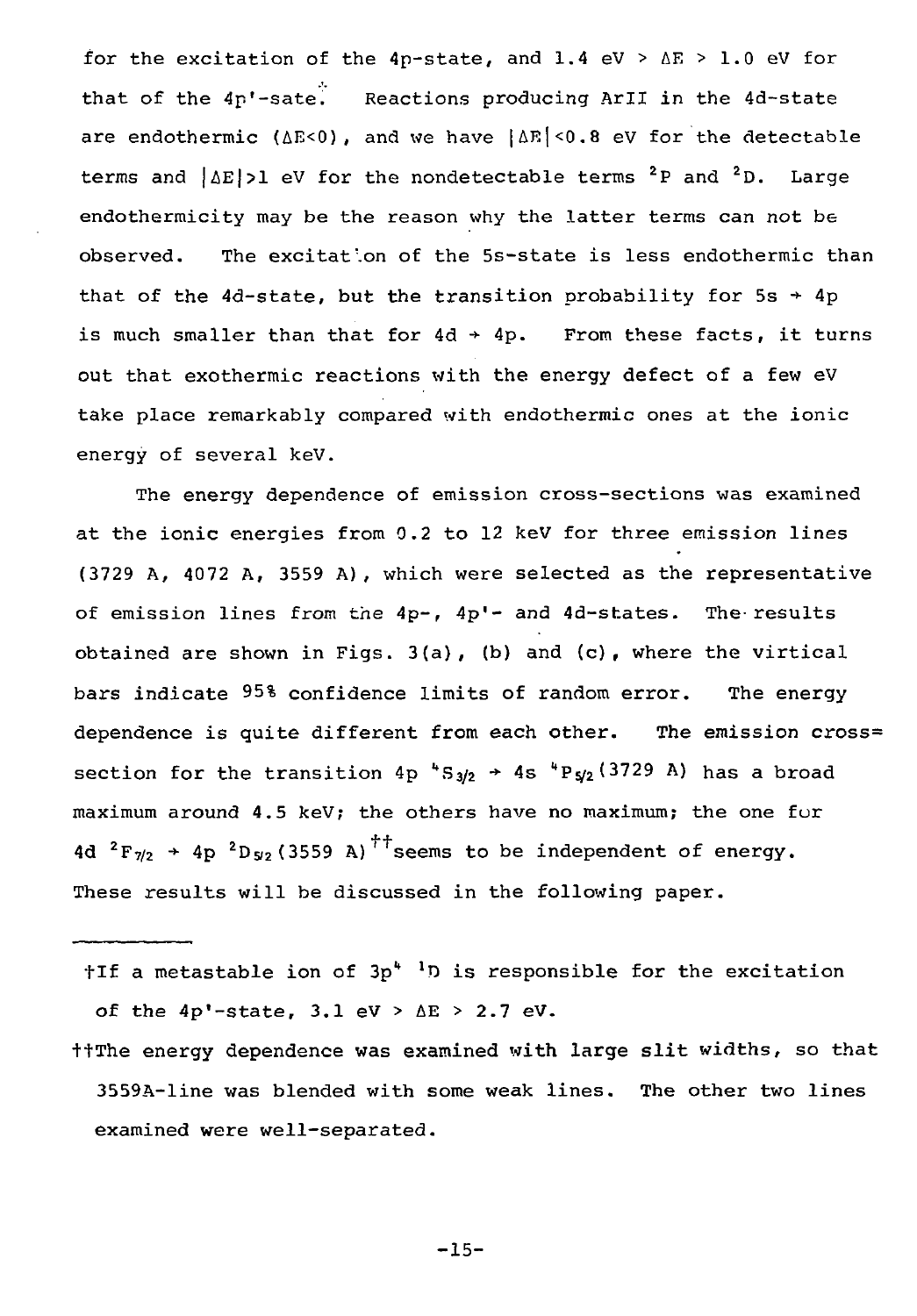for the excitation of the 4p-state, and 1.4 eV > $\Delta E$ > 1.0 eV for that of the 4p'-sate.[†] Reactions producing ArII in the 4d-state are endothermic ($\Delta E$<0), and we have $|\Delta E|$<0.8 eV for the detectable terms and $|\Delta E|$>1 eV for the nondetectable terms $^2$P and $^2$D. Large endothermicity may be the reason why the latter terms can not be observed. The excitation of the 5s-state is less endothermic than that of the 4d-state, but the transition probability for 5s → 4p is much smaller than that for 4d → 4p. From these facts, it turns out that exothermic reactions with the energy defect of a few eV take place remarkably compared with endothermic ones at the ionic energy of several keV.

The energy dependence of emission cross-sections was examined at the ionic energies from 0.2 to 12 keV for three emission lines (3729 A, 4072 A, 3559 A), which were selected as the representative of emission lines from the 4p-, 4p'- and 4d-states. The results obtained are shown in Figs. 3(a), (b) and (c), where the virtical bars indicate 95% confidence limits of random error. The energy dependence is quite different from each other. The emission cross-section for the transition 4p $^4S_{3/2}$ → 4s $^4P_{5/2}$ (3729 A) has a broad maximum around 4.5 keV; the others have no maximum; the one for 4d $^2F_{7/2}$ → 4p $^2D_{5/2}$ (3559 A)[††] seems to be independent of energy. These results will be discussed in the following paper.

---

†If a metastable ion of 3p$^4$ $^1$D is responsible for the excitation of the 4p'-state, 3.1 eV > $\Delta E$ > 2.7 eV.

††The energy dependence was examined with large slit widths, so that 3559A-line was blended with some weak lines. The other two lines examined were well-separated.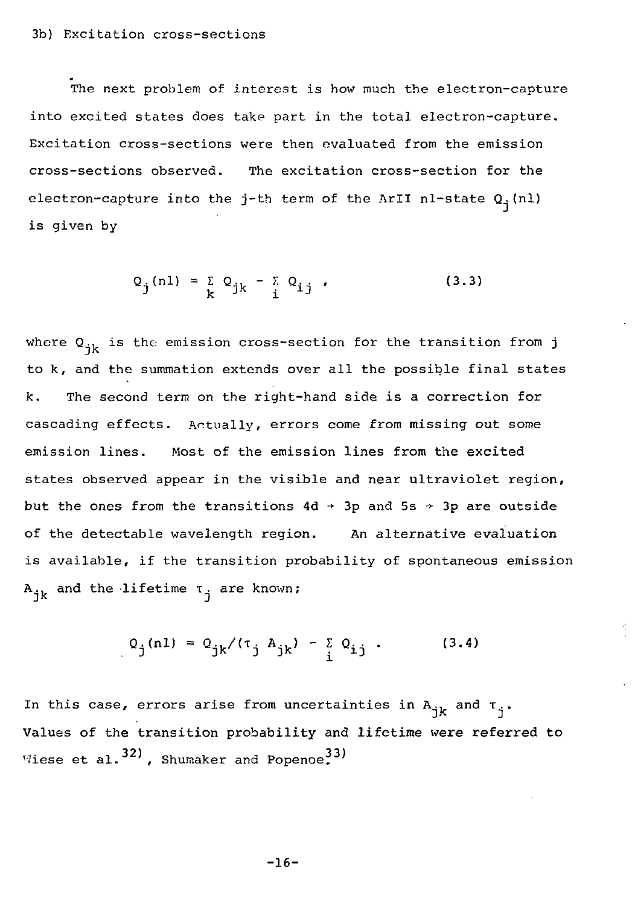### 3b) Excitation cross-sections

The next problem of interest is how much the electron-capture into excited states does take part in the total electron-capture. Excitation cross-sections were then evaluated from the emission cross-sections observed. The excitation cross-section for the electron-capture into the j-th term of the ArII nl-state $Q_j(nl)$ is given by

$$Q_j(nl) = \sum_k Q_{jk} - \sum_i Q_{ij} \, , \tag{3.3}$$

where $Q_{jk}$ is the emission cross-section for the transition from j to k, and the summation extends over all the possible final states k. The second term on the right-hand side is a correction for cascading effects. Actually, errors come from missing out some emission lines. Most of the emission lines from the excited states observed appear in the visible and near ultraviolet region, but the ones from the transitions 4d → 3p and 5s → 3p are outside of the detectable wavelength region. An alternative evaluation is available, if the transition probability of spontaneous emission $A_{jk}$ and the lifetime $\tau_j$ are known;

$$Q_j(nl) = Q_{jk}/(\tau_j \, A_{jk}) - \sum_i Q_{ij} \, . \tag{3.4}$$

In this case, errors arise from uncertainties in $A_{jk}$ and $\tau_j$. Values of the transition probability and lifetime were referred to Wiese et al.[32], Shumaker and Popenoe.[33]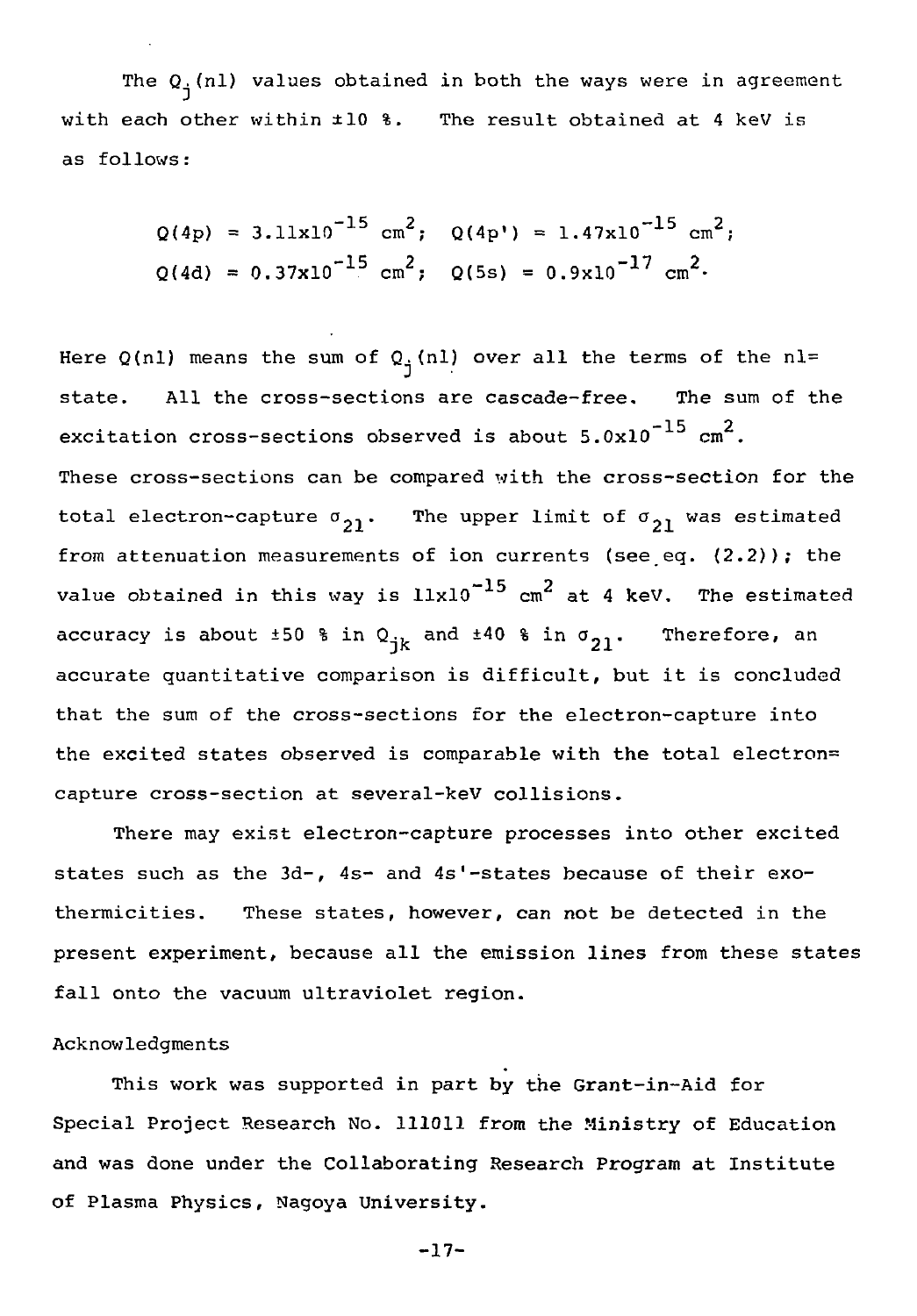The $Q_j(nl)$ values obtained in both the ways were in agreement with each other within ±10 %. The result obtained at 4 keV is as follows:

$$Q(4p) = 3.11\times10^{-15}\ \text{cm}^2;\quad Q(4p') = 1.47\times10^{-15}\ \text{cm}^2;$$
$$Q(4d) = 0.37\times10^{-15}\ \text{cm}^2;\quad Q(5s) = 0.9\times10^{-17}\ \text{cm}^2.$$

Here $Q(nl)$ means the sum of $Q_j(nl)$ over all the terms of the nl= state. All the cross-sections are cascade-free. The sum of the excitation cross-sections observed is about $5.0\times10^{-15}$ $\text{cm}^2$. These cross-sections can be compared with the cross-section for the total electron-capture $\sigma_{21}$. The upper limit of $\sigma_{21}$ was estimated from attenuation measurements of ion currents (see eq. (2.2)); the value obtained in this way is $11\times10^{-15}$ $\text{cm}^2$ at 4 keV. The estimated accuracy is about ±50 % in $Q_{jk}$ and ±40 % in $\sigma_{21}$. Therefore, an accurate quantitative comparison is difficult, but it is concluded that the sum of the cross-sections for the electron-capture into the excited states observed is comparable with the total electron=capture cross-section at several-keV collisions.

There may exist electron-capture processes into other excited states such as the 3d-, 4s- and 4s'-states because of their exothermicities. These states, however, can not be detected in the present experiment, because all the emission lines from these states fall onto the vacuum ultraviolet region.

## Acknowledgments

This work was supported in part by the Grant-in-Aid for Special Project Research No. 111011 from the Ministry of Education and was done under the Collaborating Research Program at Institute of Plasma Physics, Nagoya University.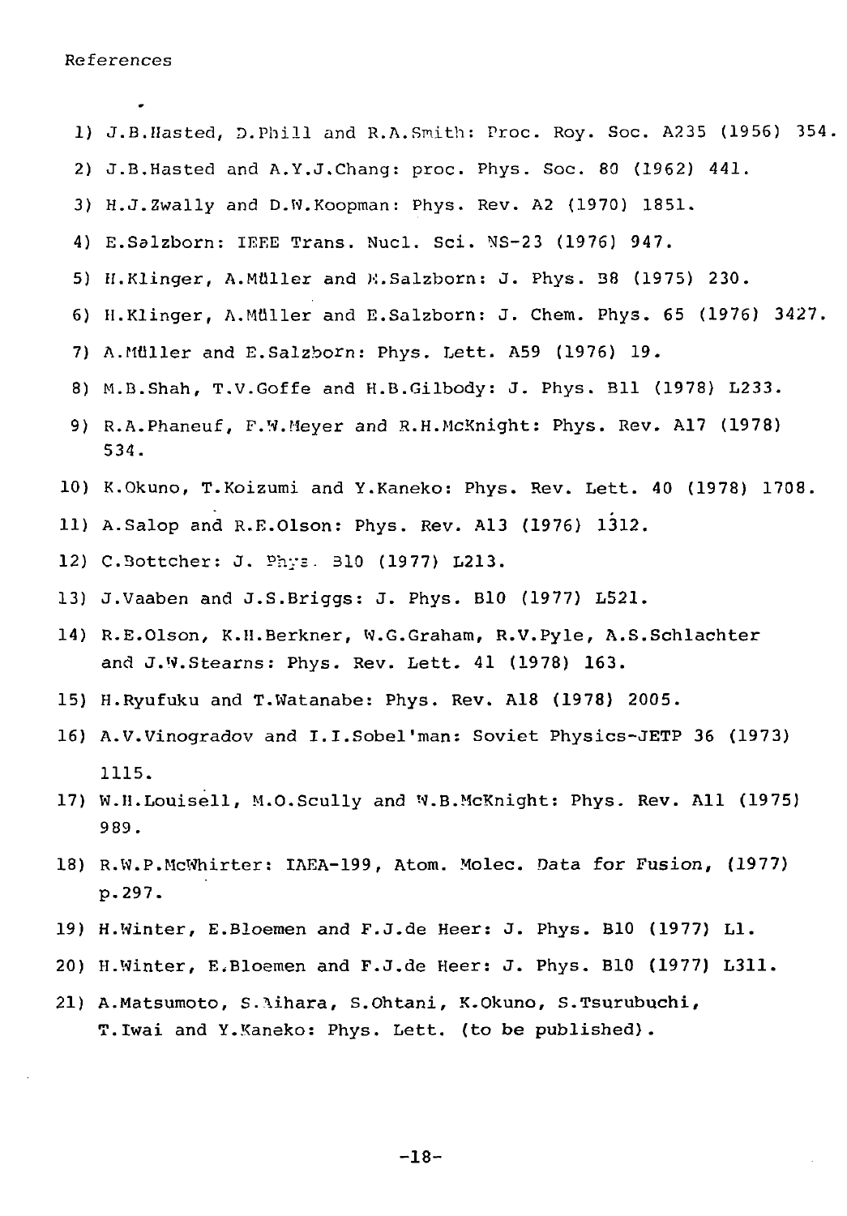References

1) J.B.Hasted, D.Phill and R.A.Smith: Proc. Roy. Soc. A235 (1956) 354.
2) J.B.Hasted and A.Y.J.Chang: proc. Phys. Soc. 80 (1962) 441.
3) H.J.Zwally and D.W.Koopman: Phys. Rev. A2 (1970) 1851.
4) E.Salzborn: IEEE Trans. Nucl. Sci. NS-23 (1976) 947.
5) H.Klinger, A.Müller and E.Salzborn: J. Phys. B8 (1975) 230.
6) H.Klinger, A.Müller and E.Salzborn: J. Chem. Phys. 65 (1976) 3427.
7) A.Müller and E.Salzborn: Phys. Lett. A59 (1976) 19.
8) M.B.Shah, T.V.Goffe and H.B.Gilbody: J. Phys. B11 (1978) L233.
9) R.A.Phaneuf, F.W.Meyer and R.H.McKnight: Phys. Rev. A17 (1978) 534.
10) K.Okuno, T.Koizumi and Y.Kaneko: Phys. Rev. Lett. 40 (1978) 1708.
11) A.Salop and R.E.Olson: Phys. Rev. A13 (1976) 1312.
12) C.Bottcher: J. Phys. B10 (1977) L213.
13) J.Vaaben and J.S.Briggs: J. Phys. B10 (1977) L521.
14) R.E.Olson, K.H.Berkner, W.G.Graham, R.V.Pyle, A.S.Schlachter and J.W.Stearns: Phys. Rev. Lett. 41 (1978) 163.
15) H.Ryufuku and T.Watanabe: Phys. Rev. A18 (1978) 2005.
16) A.V.Vinogradov and I.I.Sobel'man: Soviet Physics-JETP 36 (1973) 1115.
17) W.H.Louisell, M.O.Scully and W.B.McKnight: Phys. Rev. A11 (1975) 989.
18) R.W.P.McWhirter: IAEA-199, Atom. Molec. Data for Fusion, (1977) p.297.
19) H.Winter, E.Bloemen and F.J.de Heer: J. Phys. B10 (1977) L1.
20) H.Winter, E.Bloemen and F.J.de Heer: J. Phys. B10 (1977) L311.
21) A.Matsumoto, S.Aihara, S.Ohtani, K.Okuno, S.Tsurubuchi, T.Iwai and Y.Kaneko: Phys. Lett. (to be published).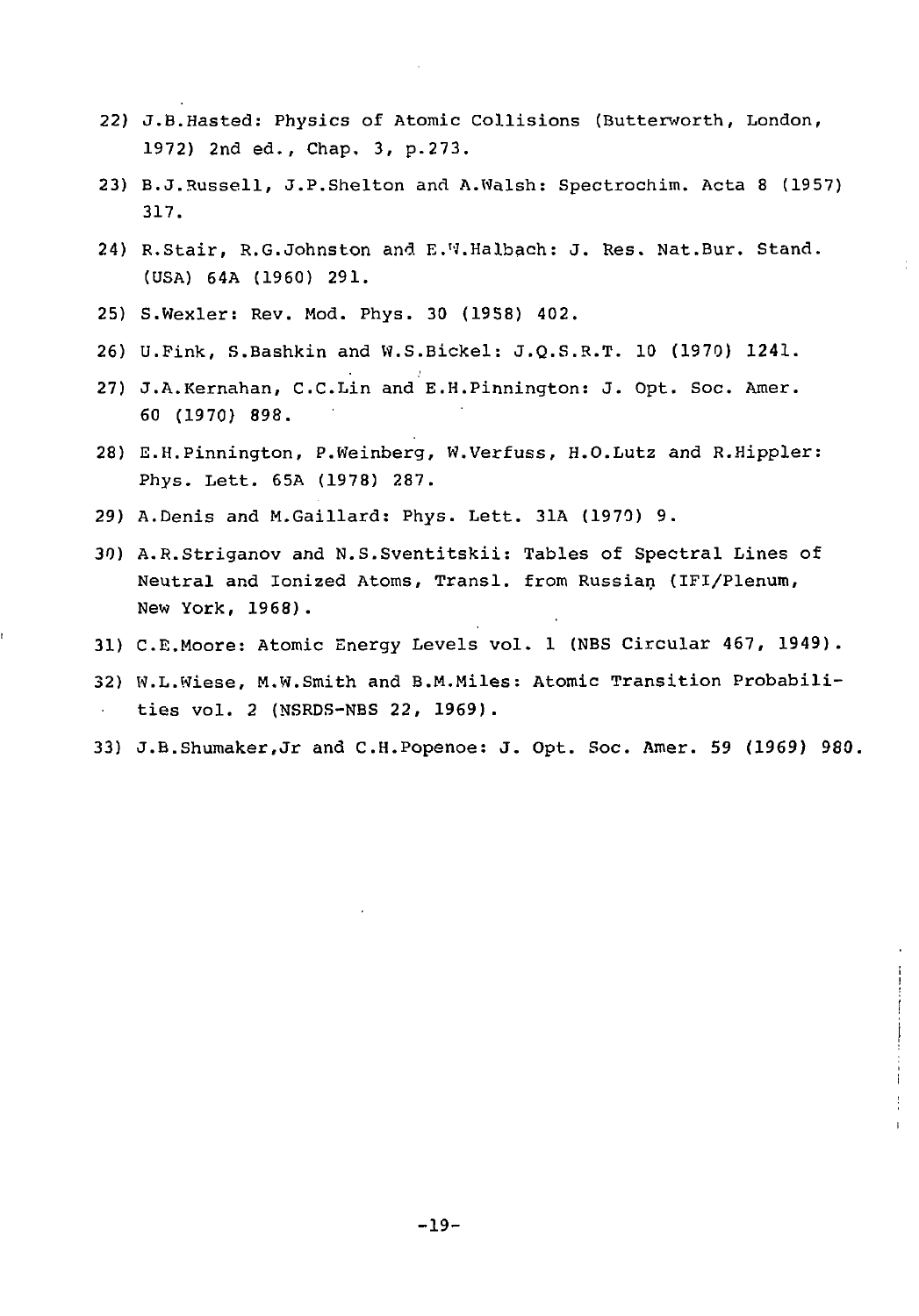22) J.B.Hasted: Physics of Atomic Collisions (Butterworth, London, 1972) 2nd ed., Chap. 3, p.273.

23) B.J.Russell, J.P.Shelton and A.Walsh: Spectrochim. Acta 8 (1957) 317.

24) R.Stair, R.G.Johnston and E.W.Halbach: J. Res. Nat.Bur. Stand. (USA) 64A (1960) 291.

25) S.Wexler: Rev. Mod. Phys. 30 (1958) 402.

26) U.Fink, S.Bashkin and W.S.Bickel: J.Q.S.R.T. 10 (1970) 1241.

27) J.A.Kernahan, C.C.Lin and E.H.Pinnington: J. Opt. Soc. Amer. 60 (1970) 898.

28) E.H.Pinnington, P.Weinberg, W.Verfuss, H.O.Lutz and R.Hippler: Phys. Lett. 65A (1978) 287.

29) A.Denis and M.Gaillard: Phys. Lett. 31A (1970) 9.

30) A.R.Striganov and N.S.Sventitskii: Tables of Spectral Lines of Neutral and Ionized Atoms, Transl. from Russian (IFI/Plenum, New York, 1968).

31) C.E.Moore: Atomic Energy Levels vol. 1 (NBS Circular 467, 1949).

32) W.L.Wiese, M.W.Smith and B.M.Miles: Atomic Transition Probabilities vol. 2 (NSRDS-NBS 22, 1969).

33) J.B.Shumaker,Jr and C.H.Popenoe: J. Opt. Soc. Amer. 59 (1969) 980.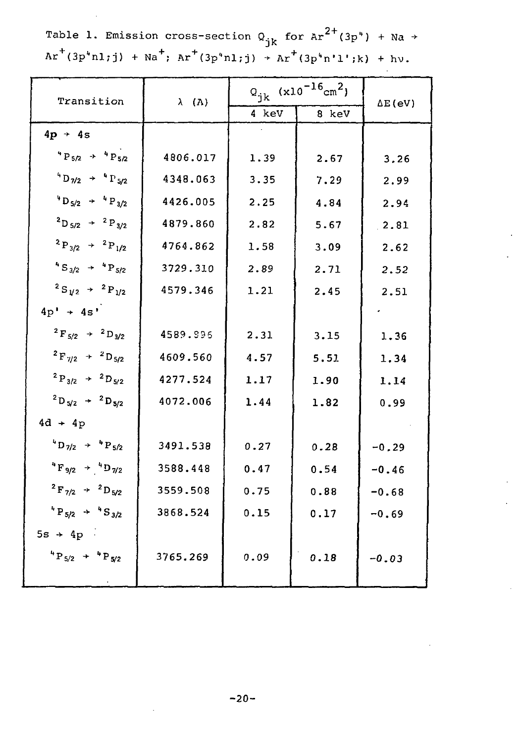Table 1. Emission cross-section $Q_{jk}$ for $Ar^{2+}(3p^4) + Na \rightarrow Ar^{+}(3p^4nl;j) + Na^{+}$; $Ar^{+}(3p^4nl;j) \rightarrow Ar^{+}(3p^4n'l';k) + h\nu$.

| Transition | λ (A) | $Q_{jk}$ ($\times 10^{-16}cm^2$) | | ΔE(eV) |
|---|---|---|---|---|
| | | 4 keV | 8 keV | |
| 4p → 4s | | | | |
| $^4P_{5/2} \rightarrow {}^4P_{5/2}$ | 4806.017 | 1.39 | 2.67 | 3.26 |
| $^4D_{7/2} \rightarrow {}^4P_{5/2}$ | 4348.063 | 3.35 | 7.29 | 2.99 |
| $^4D_{5/2} \rightarrow {}^4P_{3/2}$ | 4426.005 | 2.25 | 4.84 | 2.94 |
| $^2D_{5/2} \rightarrow {}^2P_{3/2}$ | 4879.860 | 2.82 | 5.67 | 2.81 |
| $^2P_{3/2} \rightarrow {}^2P_{1/2}$ | 4764.862 | 1.58 | 3.09 | 2.62 |
| $^4S_{3/2} \rightarrow {}^4P_{5/2}$ | 3729.310 | 2.89 | 2.71 | 2.52 |
| $^2S_{1/2} \rightarrow {}^2P_{1/2}$ | 4579.346 | 1.21 | 2.45 | 2.51 |
| 4p' → 4s' | | | | |
| $^2F_{5/2} \rightarrow {}^2D_{3/2}$ | 4589.896 | 2.31 | 3.15 | 1.36 |
| $^2F_{7/2} \rightarrow {}^2D_{5/2}$ | 4609.560 | 4.57 | 5.51 | 1.34 |
| $^2P_{3/2} \rightarrow {}^2D_{5/2}$ | 4277.524 | 1.17 | 1.90 | 1.14 |
| $^2D_{5/2} \rightarrow {}^2D_{5/2}$ | 4072.006 | 1.44 | 1.82 | 0.99 |
| 4d → 4p | | | | |
| $^4D_{7/2} \rightarrow {}^4P_{5/2}$ | 3491.538 | 0.27 | 0.28 | -0.29 |
| $^4F_{9/2} \rightarrow {}^4D_{7/2}$ | 3588.448 | 0.47 | 0.54 | -0.46 |
| $^2F_{7/2} \rightarrow {}^2D_{5/2}$ | 3559.508 | 0.75 | 0.88 | -0.68 |
| $^4P_{5/2} \rightarrow {}^4S_{3/2}$ | 3868.524 | 0.15 | 0.17 | -0.69 |
| 5s → 4p | | | | |
| $^4P_{5/2} \rightarrow {}^4P_{5/2}$ | 3765.269 | 0.09 | 0.18 | -0.03 |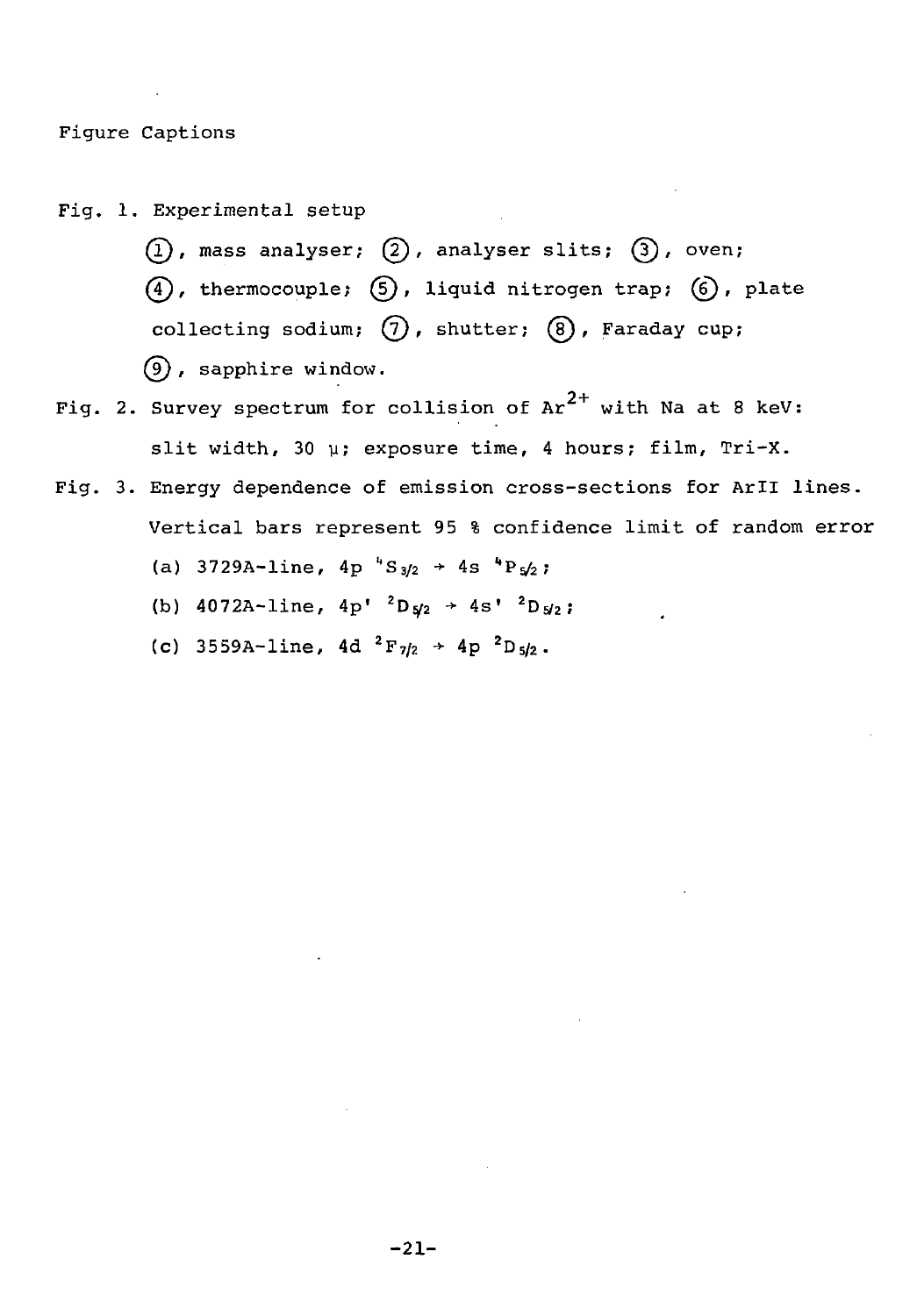Figure Captions

Fig. 1. Experimental setup

①, mass analyser; ②, analyser slits; ③, oven; ④, thermocouple; ⑤, liquid nitrogen trap; ⑥, plate collecting sodium; ⑦, shutter; ⑧, Faraday cup; ⑨, sapphire window.

Fig. 2. Survey spectrum for collision of $Ar^{2+}$ with Na at 8 keV: slit width, 30 μ; exposure time, 4 hours; film, Tri-X.

Fig. 3. Energy dependence of emission cross-sections for ArII lines. Vertical bars represent 95 % confidence limit of random error

(a) 3729A-line, 4p $^4S_{3/2} \rightarrow$ 4s $^4P_{5/2}$;

(b) 4072A-line, 4p' $^2D_{5/2} \rightarrow$ 4s' $^2D_{5/2}$;

(c) 3559A-line, 4d $^2F_{7/2} \rightarrow$ 4p $^2D_{5/2}$.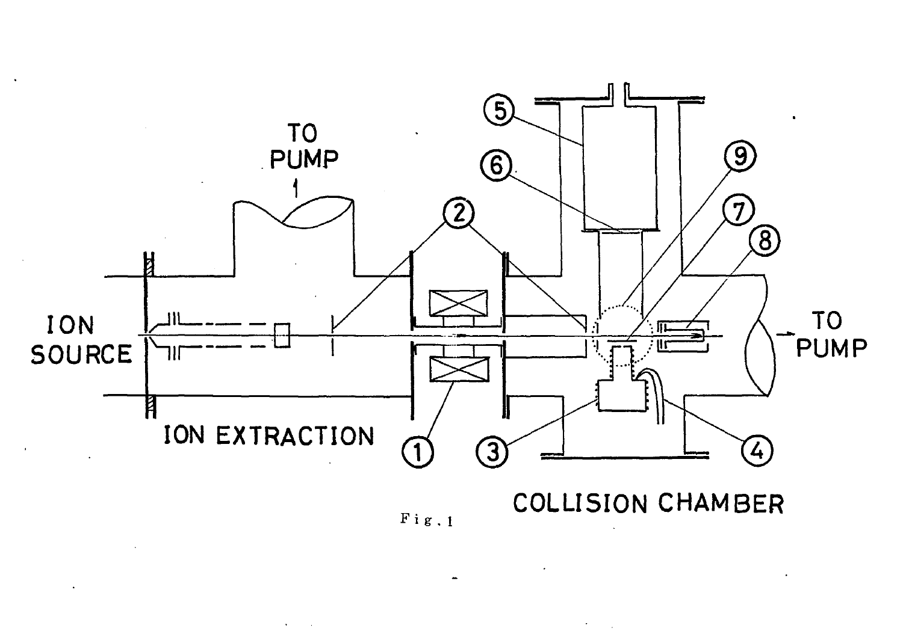Fig. 1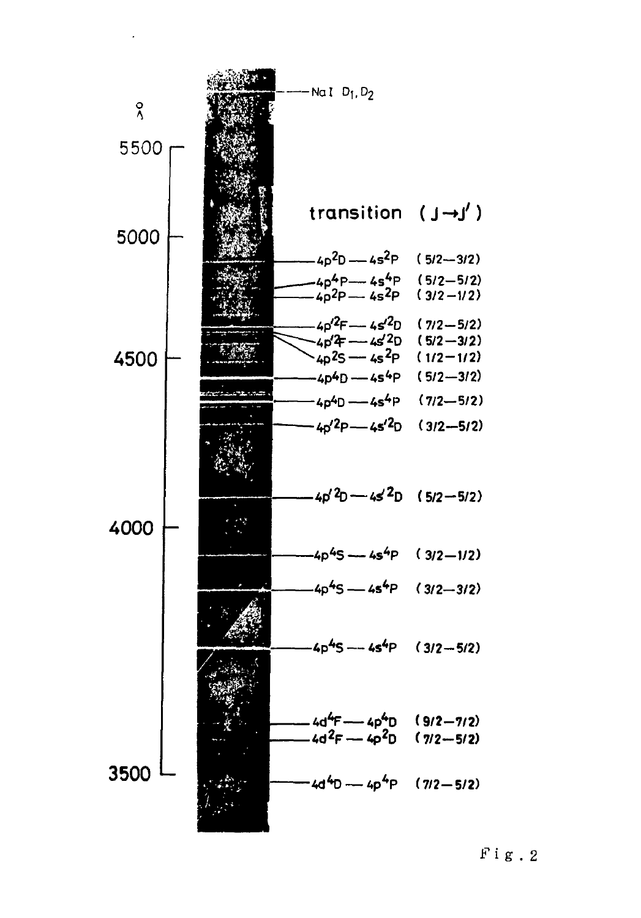Å

5500, 5000, 4500, 4000, 3500

Na I $D_1, D_2$

| transition | $(J \rightarrow J')$ |
|---|---|
| $4p\,^2D$ — $4s\,^2P$ | (5/2—3/2) |
| $4p\,^4P$ — $4s\,^4P$ | (5/2—5/2) |
| $4p\,^2P$ — $4s\,^2P$ | (3/2—1/2) |
| $4p'\,^2F$ — $4s'\,^2D$ | (7/2—5/2) |
| $4p'\,^2F$ — $4s'\,^2D$ | (5/2—3/2) |
| $4p\,^2S$ — $4s\,^2P$ | (1/2—1/2) |
| $4p\,^4D$ — $4s\,^4P$ | (5/2—3/2) |
| $4p\,^4D$ — $4s\,^4P$ | (7/2—5/2) |
| $4p'\,^2P$ — $4s'\,^2D$ | (3/2—5/2) |
| $4p'\,^2D$ — $4s'\,^2D$ | (5/2—5/2) |
| $4p\,^4S$ — $4s\,^4P$ | (3/2—1/2) |
| $4p\,^4S$ — $4s\,^4P$ | (3/2—3/2) |
| $4p\,^4S$ — $4s\,^4P$ | (3/2—5/2) |
| $4d\,^4F$ — $4p\,^4D$ | (9/2—7/2) |
| $4d\,^2F$ — $4p\,^2D$ | (7/2—5/2) |
| $4d\,^4D$ — $4p\,^4P$ | (7/2—5/2) |

Fig. 2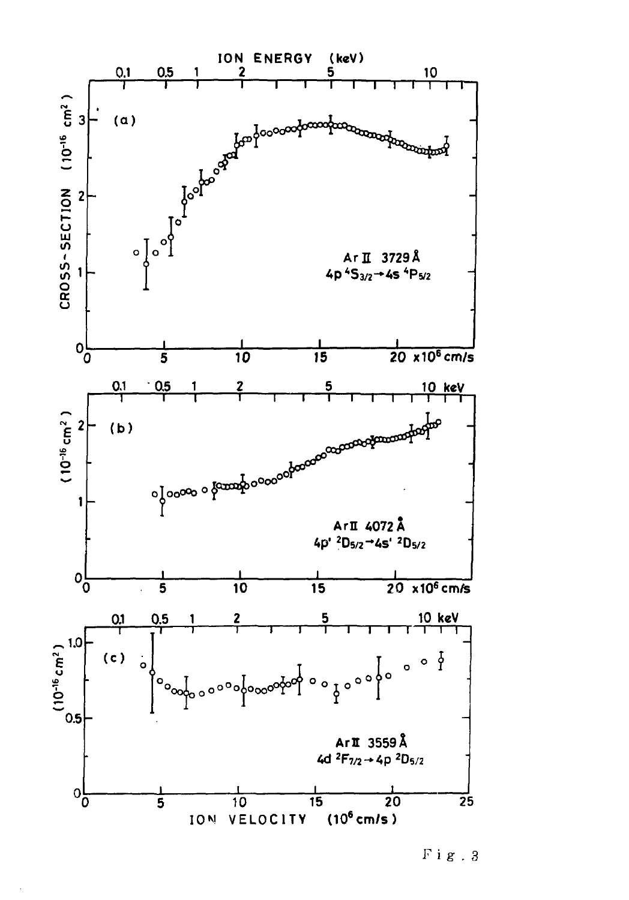ION ENERGY (keV)

0.1 0.5 1 2 5 10

CROSS-SECTION ($10^{-16}$ cm$^2$)

(a)

Ar II 3729 Å

4p $^4S_{3/2} \rightarrow$ 4s $^4P_{5/2}$

0 5 10 15 20 $\times 10^6$ cm/s

0.1 0.5 1 2 5 10 keV

($10^{-16}$ cm$^2$)

(b)

Ar II 4072 Å

4p' $^2D_{5/2} \rightarrow$ 4s' $^2D_{5/2}$

0 5 10 15 20 $\times 10^6$ cm/s

0.1 0.5 1 2 5 10 keV

($10^{-16}$ cm$^2$)

(c)

Ar II 3559 Å

4d $^2F_{7/2} \rightarrow$ 4p $^2D_{5/2}$

0 5 10 15 20 25

ION VELOCITY ($10^6$ cm/s)

Fig. 3